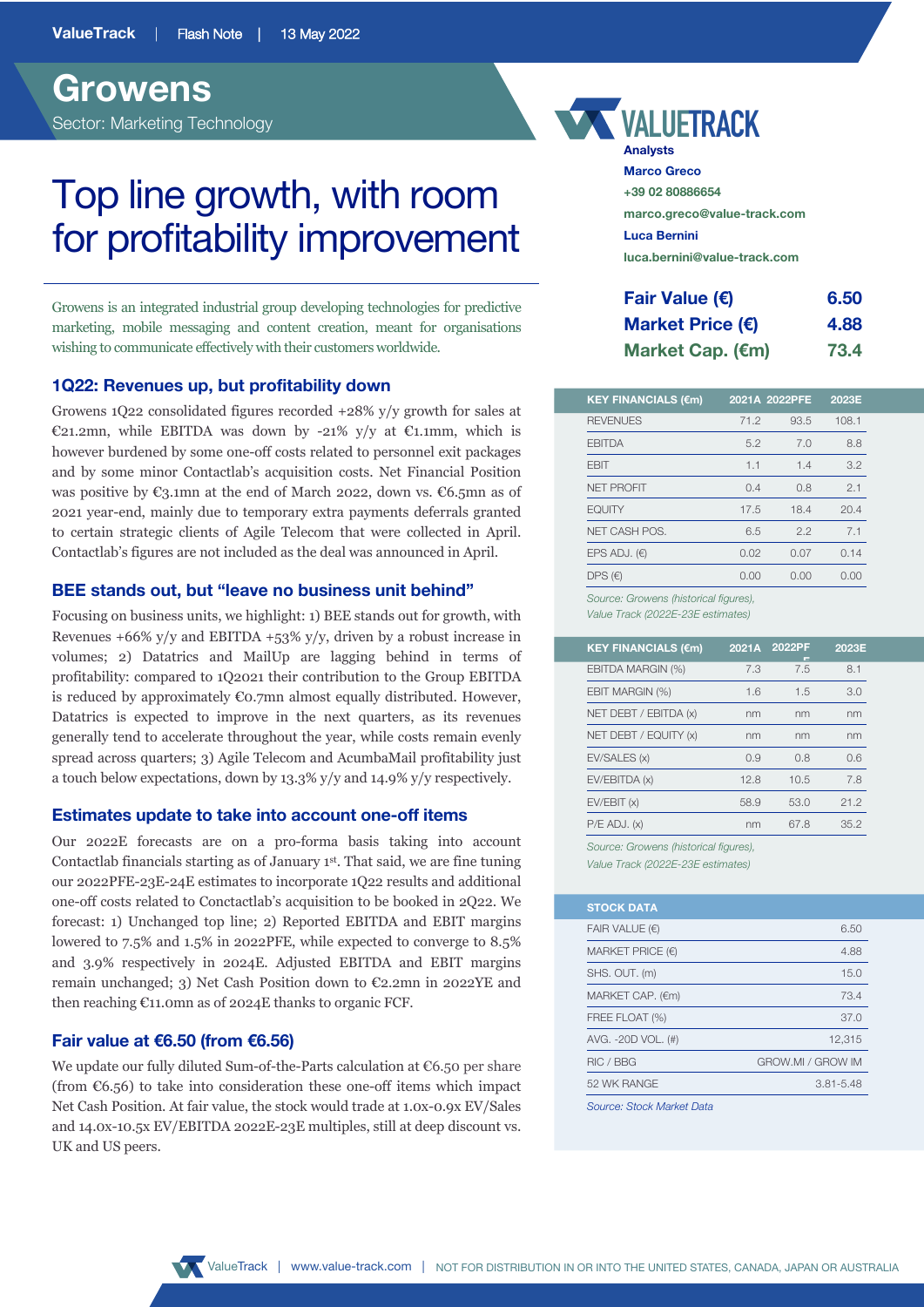ValueTrack | Flash Note | 13 May 2022

# Growens

Sector: Marketing Technology

# Top line growth, with room for profitability improvement

Growens is an integrated industrial group developing technologies for predictive marketing, mobile messaging and content creation, meant for organisations wishing to communicate effectively with their customers worldwide.

## 1Q22: Revenues up, but profitability down

Growens 1Q22 consolidated figures recorded +28% y/y growth for sales at €21.2mn, while EBITDA was down by -21% y/y at €1.1mn, which is however burdened by some one-off costs related to personnel exit packages and by some minor Contactlab's acquisition costs. Net Financial Position was positive by €3.1mn at the end of March 2022, down vs. €6.5mn as of 2021 year-end, mainly due to temporary extra payments deferrals granted to certain strategic clients of Agile Telecom that were collected in April. Contactlab's figures are not included as the deal was announced in April.

## BEE stands out, but "leave no business unit behind"

Focusing on business units, we highlight: 1) BEE stands out for growth, with Revenues +66% y/y and EBITDA +53% y/y, driven by a robust increase in volumes; 2) Datatrics and MailUp are lagging behind in terms of profitability: compared to 1Q2021 their contribution to the Group EBITDA is reduced by approximately €0.7mn almost equally distributed. However, Datatrics is expected to improve in the next quarters, as its revenues generally tend to accelerate throughout the year, while costs remain evenly spread across quarters; 3) Agile Telecom and AcumbaMail profitability just a touch below expectations, down by 13.3% y/y and 14.9% y/y respectively.

## Estimates update to take into account one-off items

Our 2022E forecasts are on a pro-forma basis taking into account Contactlab financials starting as of January 1st. That said, we are fine tuning our 2022PFE-23E-24E estimates to incorporate 1Q22 results and additional one-off costs related to Conctactlab's acquisition to be booked in 2Q22. We forecast: 1) Unchanged top line; 2) Reported EBITDA and EBIT margins lowered to 7.5% and 1.5% in 2022PFE, while expected to converge to 8.5% and 3.9% respectively in 2024E. Adjusted EBITDA and EBIT margins remain unchanged; 3) Net Cash Position down to €2.2mn in 2022YE and then reaching €11.0mn as of 2024E thanks to organic FCF.

## Fair value at €6.50 (from €6.56)

We update our fully diluted Sum-of-the-Parts calculation at €6.50 per share (from €6.56) to take into consideration these one-off items which impact Net Cash Position. At fair value, the stock would trade at 1.0x-0.9x EV/Sales and 14.0x-10.5x EV/EBITDA 2022E-23E multiples, still at deep discount vs. UK and US peers.

**Analysts**

Marco Greco
+39 02 80886654
marco.greco@value-track.com

Luca Bernini
luca.bernini@value-track.com

| | |
|---|---|
| **Fair Value (€)** | **6.50** |
| **Market Price (€)** | **4.88** |
| **Market Cap. (€m)** | **73.4** |

| KEY FINANCIALS (€m) | 2021A | 2022PFE | 2023E |
|---|---|---|---|
| REVENUES | 71.2 | 93.5 | 108.1 |
| EBITDA | 5.2 | 7.0 | 8.8 |
| EBIT | 1.1 | 1.4 | 3.2 |
| NET PROFIT | 0.4 | 0.8 | 2.1 |
| EQUITY | 17.5 | 18.4 | 20.4 |
| NET CASH POS. | 6.5 | 2.2 | 7.1 |
| EPS ADJ. (€) | 0.02 | 0.07 | 0.14 |
| DPS (€) | 0.00 | 0.00 | 0.00 |

*Source: Growens (historical figures), Value Track (2022E-23E estimates)*

| KEY FINANCIALS (€m) | 2021A | 2022PFE | 2023E |
|---|---|---|---|
| EBITDA MARGIN (%) | 7.3 | 7.5 | 8.1 |
| EBIT MARGIN (%) | 1.6 | 1.5 | 3.0 |
| NET DEBT / EBITDA (x) | nm | nm | nm |
| NET DEBT / EQUITY (x) | nm | nm | nm |
| EV/SALES (x) | 0.9 | 0.8 | 0.6 |
| EV/EBITDA (x) | 12.8 | 10.5 | 7.8 |
| EV/EBIT (x) | 58.9 | 53.0 | 21.2 |
| P/E ADJ. (x) | nm | 67.8 | 35.2 |

*Source: Growens (historical figures), Value Track (2022E-23E estimates)*

| STOCK DATA | |
|---|---|
| FAIR VALUE (€) | 6.50 |
| MARKET PRICE (€) | 4.88 |
| SHS. OUT. (m) | 15.0 |
| MARKET CAP. (€m) | 73.4 |
| FREE FLOAT (%) | 37.0 |
| AVG. -20D VOL. (#) | 12,315 |
| RIC / BBG | GROW.MI / GROW IM |
| 52 WK RANGE | 3.81-5.48 |

*Source: Stock Market Data*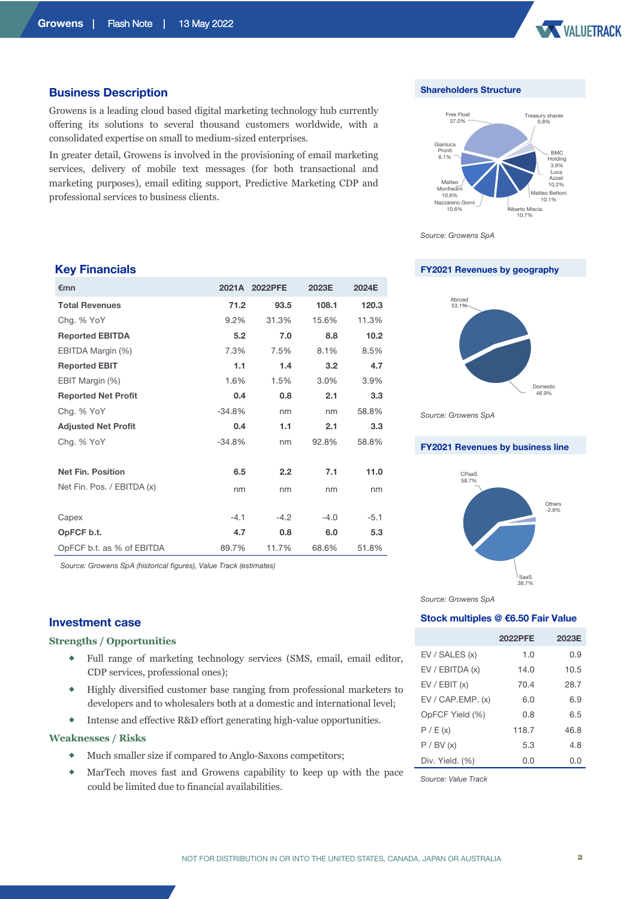## Business Description

Growens is a leading cloud based digital marketing technology hub currently offering its solutions to several thousand customers worldwide, with a consolidated expertise on small to medium-sized enterprises.

In greater detail, Growens is involved in the provisioning of email marketing services, delivery of mobile text messages (for both transactional and marketing purposes), email editing support, Predictive Marketing CDP and professional services to business clients.

## Shareholders Structure

Free Float 37.0%; Treasury shares 0.8%; BMC Holding 3.9%; Luca Azzali 10.2%; Matteo Bettoni 10.1%; Alberto Miscia 10.7%; Nazzareno Gorni 10.6%; Matteo Monfredini 10.6%; Gianluca Pronti 6.1%

*Source: Growens SpA*

## Key Financials

| €mn | 2021A | 2022PFE | 2023E | 2024E |
|---|---|---|---|---|
| **Total Revenues** | **71.2** | **93.5** | **108.1** | **120.3** |
| Chg. % YoY | 9.2% | 31.3% | 15.6% | 11.3% |
| **Reported EBITDA** | **5.2** | **7.0** | **8.8** | **10.2** |
| EBITDA Margin (%) | 7.3% | 7.5% | 8.1% | 8.5% |
| **Reported EBIT** | **1.1** | **1.4** | **3.2** | **4.7** |
| EBIT Margin (%) | 1.6% | 1.5% | 3.0% | 3.9% |
| **Reported Net Profit** | **0.4** | **0.8** | **2.1** | **3.3** |
| Chg. % YoY | -34.8% | nm | nm | 58.8% |
| **Adjusted Net Profit** | **0.4** | **1.1** | **2.1** | **3.3** |
| Chg. % YoY | -34.8% | nm | 92.8% | 58.8% |
| | | | | |
| **Net Fin. Position** | **6.5** | **2.2** | **7.1** | **11.0** |
| Net Fin. Pos. / EBITDA (x) | nm | nm | nm | nm |
| | | | | |
| Capex | -4.1 | -4.2 | -4.0 | -5.1 |
| **OpFCF b.t.** | **4.7** | **0.8** | **6.0** | **5.3** |
| OpFCF b.t. as % of EBITDA | 89.7% | 11.7% | 68.6% | 51.8% |

*Source: Growens SpA (historical figures), Value Track (estimates)*

## FY2021 Revenues by geography

Abroad 53.1%; Domestic 46.9%

*Source: Growens SpA*

## FY2021 Revenues by business line

CPaaS 58.7%; SaaS 38.7%; Others -2.6%

*Source: Growens SpA*

## Investment case

### Strengths / Opportunities

- Full range of marketing technology services (SMS, email, email editor, CDP services, professional ones);
- Highly diversified customer base ranging from professional marketers to developers and to wholesalers both at a domestic and international level;
- Intense and effective R&D effort generating high-value opportunities.

### Weaknesses / Risks

- Much smaller size if compared to Anglo-Saxons competitors;
- MarTech moves fast and Growens capability to keep up with the pace could be limited due to financial availabilities.

## Stock multiples @ €6.50 Fair Value

| | 2022PFE | 2023E |
|---|---|---|
| EV / SALES (x) | 1.0 | 0.9 |
| EV / EBITDA (x) | 14.0 | 10.5 |
| EV / EBIT (x) | 70.4 | 28.7 |
| EV / CAP.EMP. (x) | 6.0 | 6.9 |
| OpFCF Yield (%) | 0.8 | 6.5 |
| P / E (x) | 118.7 | 46.8 |
| P / BV (x) | 5.3 | 4.8 |
| Div. Yield. (%) | 0.0 | 0.0 |

*Source: Value Track*

NOT FOR DISTRIBUTION IN OR INTO THE UNITED STATES, CANADA, JAPAN OR AUSTRALIA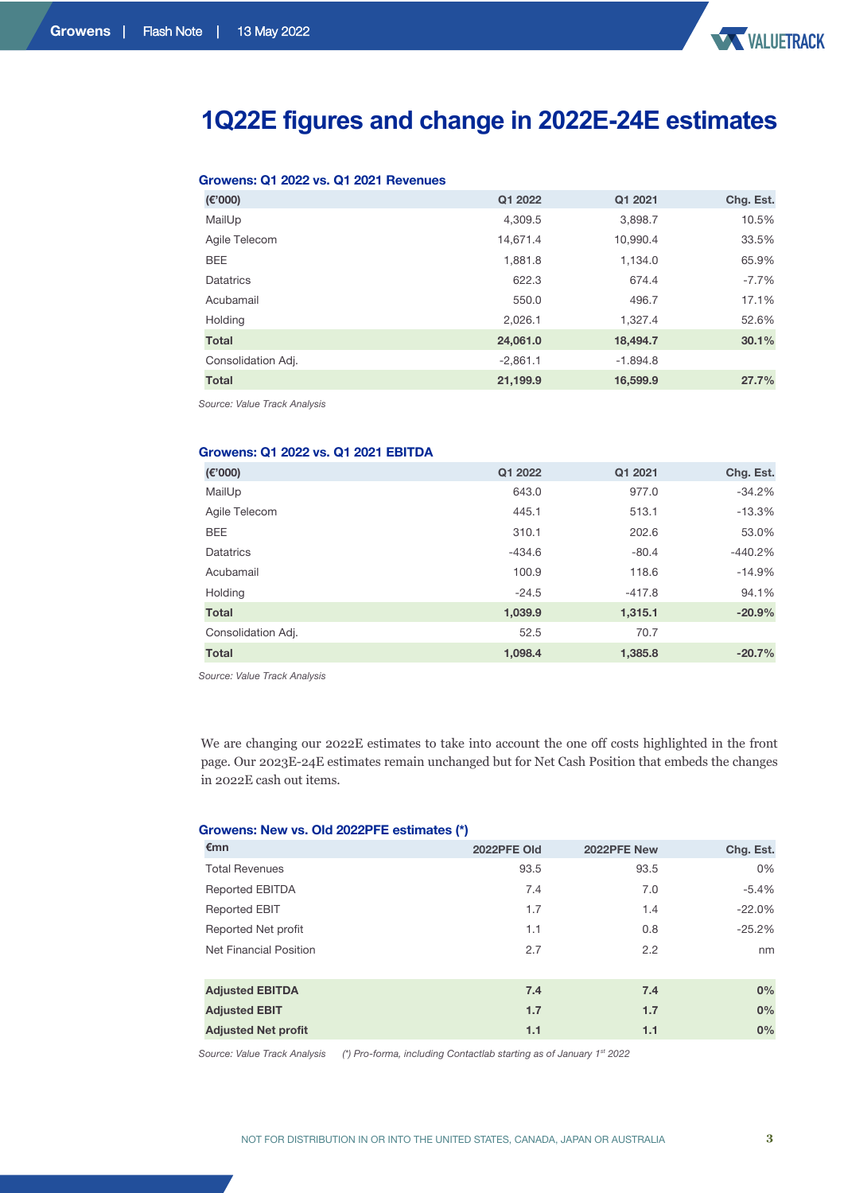# 1Q22E figures and change in 2022E-24E estimates

**Growens: Q1 2022 vs. Q1 2021 Revenues**

| (€'000) | Q1 2022 | Q1 2021 | Chg. Est. |
|---|---|---|---|
| MailUp | 4,309.5 | 3,898.7 | 10.5% |
| Agile Telecom | 14,671.4 | 10,990.4 | 33.5% |
| BEE | 1,881.8 | 1,134.0 | 65.9% |
| Datatrics | 622.3 | 674.4 | -7.7% |
| Acubamail | 550.0 | 496.7 | 17.1% |
| Holding | 2,026.1 | 1,327.4 | 52.6% |
| **Total** | **24,061.0** | **18,494.7** | **30.1%** |
| Consolidation Adj. | -2,861.1 | -1,894.8 | |
| **Total** | **21,199.9** | **16,599.9** | **27.7%** |

*Source: Value Track Analysis*

**Growens: Q1 2022 vs. Q1 2021 EBITDA**

| (€'000) | Q1 2022 | Q1 2021 | Chg. Est. |
|---|---|---|---|
| MailUp | 643.0 | 977.0 | -34.2% |
| Agile Telecom | 445.1 | 513.1 | -13.3% |
| BEE | 310.1 | 202.6 | 53.0% |
| Datatrics | -434.6 | -80.4 | -440.2% |
| Acubamail | 100.9 | 118.6 | -14.9% |
| Holding | -24.5 | -417.8 | 94.1% |
| **Total** | **1,039.9** | **1,315.1** | **-20.9%** |
| Consolidation Adj. | 52.5 | 70.7 | |
| **Total** | **1,098.4** | **1,385.8** | **-20.7%** |

*Source: Value Track Analysis*

We are changing our 2022E estimates to take into account the one off costs highlighted in the front page. Our 2023E-24E estimates remain unchanged but for Net Cash Position that embeds the changes in 2022E cash out items.

**Growens: New vs. Old 2022PFE estimates (*)**

| €mn | 2022PFE Old | 2022PFE New | Chg. Est. |
|---|---|---|---|
| Total Revenues | 93.5 | 93.5 | 0% |
| Reported EBITDA | 7.4 | 7.0 | -5.4% |
| Reported EBIT | 1.7 | 1.4 | -22.0% |
| Reported Net profit | 1.1 | 0.8 | -25.2% |
| Net Financial Position | 2.7 | 2.2 | nm |
| | | | |
| **Adjusted EBITDA** | **7.4** | **7.4** | **0%** |
| **Adjusted EBIT** | **1.7** | **1.7** | **0%** |
| **Adjusted Net profit** | **1.1** | **1.1** | **0%** |

*Source: Value Track Analysis* (*) *Pro-forma, including Contactlab starting as of January 1st 2022*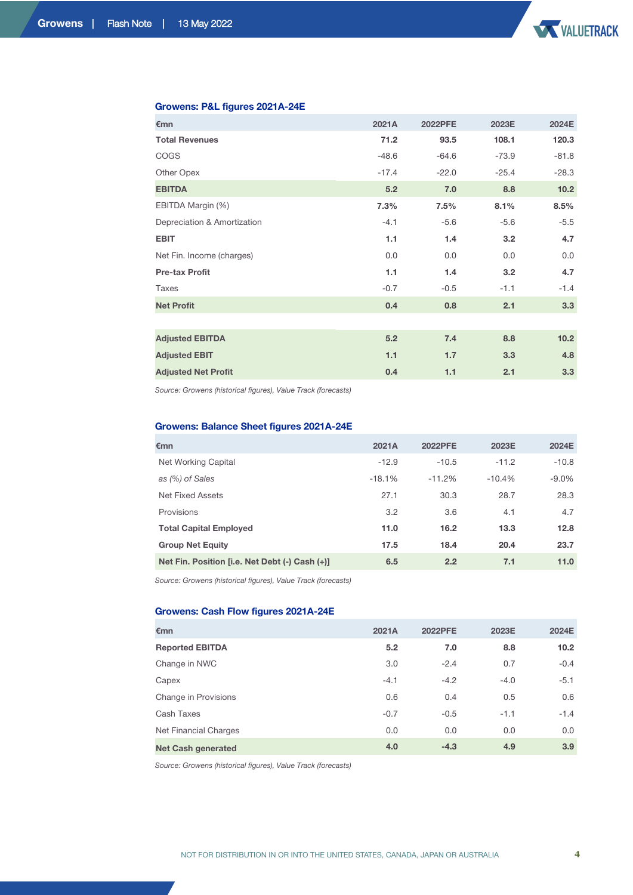### Growens: P&L figures 2021A-24E

| €mn | 2021A | 2022PFE | 2023E | 2024E |
|---|---|---|---|---|
| **Total Revenues** | **71.2** | **93.5** | **108.1** | **120.3** |
| COGS | -48.6 | -64.6 | -73.9 | -81.8 |
| Other Opex | -17.4 | -22.0 | -25.4 | -28.3 |
| **EBITDA** | **5.2** | **7.0** | **8.8** | **10.2** |
| EBITDA Margin (%) | **7.3%** | **7.5%** | **8.1%** | **8.5%** |
| Depreciation & Amortization | -4.1 | -5.6 | -5.6 | -5.5 |
| **EBIT** | **1.1** | **1.4** | **3.2** | **4.7** |
| Net Fin. Income (charges) | 0.0 | 0.0 | 0.0 | 0.0 |
| **Pre-tax Profit** | **1.1** | **1.4** | **3.2** | **4.7** |
| Taxes | -0.7 | -0.5 | -1.1 | -1.4 |
| **Net Profit** | **0.4** | **0.8** | **2.1** | **3.3** |
| | | | | |
| **Adjusted EBITDA** | **5.2** | **7.4** | **8.8** | **10.2** |
| **Adjusted EBIT** | **1.1** | **1.7** | **3.3** | **4.8** |
| **Adjusted Net Profit** | **0.4** | **1.1** | **2.1** | **3.3** |

*Source: Growens (historical figures), Value Track (forecasts)*

### Growens: Balance Sheet figures 2021A-24E

| €mn | 2021A | 2022PFE | 2023E | 2024E |
|---|---|---|---|---|
| Net Working Capital | -12.9 | -10.5 | -11.2 | -10.8 |
| *as (%) of Sales* | -18.1% | -11.2% | -10.4% | -9.0% |
| Net Fixed Assets | 27.1 | 30.3 | 28.7 | 28.3 |
| Provisions | 3.2 | 3.6 | 4.1 | 4.7 |
| **Total Capital Employed** | **11.0** | **16.2** | **13.3** | **12.8** |
| **Group Net Equity** | **17.5** | **18.4** | **20.4** | **23.7** |
| **Net Fin. Position [i.e. Net Debt (-) Cash (+)]** | **6.5** | **2.2** | **7.1** | **11.0** |

*Source: Growens (historical figures), Value Track (forecasts)*

### Growens: Cash Flow figures 2021A-24E

| €mn | 2021A | 2022PFE | 2023E | 2024E |
|---|---|---|---|---|
| **Reported EBITDA** | **5.2** | **7.0** | **8.8** | **10.2** |
| Change in NWC | 3.0 | -2.4 | 0.7 | -0.4 |
| Capex | -4.1 | -4.2 | -4.0 | -5.1 |
| Change in Provisions | 0.6 | 0.4 | 0.5 | 0.6 |
| Cash Taxes | -0.7 | -0.5 | -1.1 | -1.4 |
| Net Financial Charges | 0.0 | 0.0 | 0.0 | 0.0 |
| **Net Cash generated** | **4.0** | **-4.3** | **4.9** | **3.9** |

*Source: Growens (historical figures), Value Track (forecasts)*

NOT FOR DISTRIBUTION IN OR INTO THE UNITED STATES, CANADA, JAPAN OR AUSTRALIA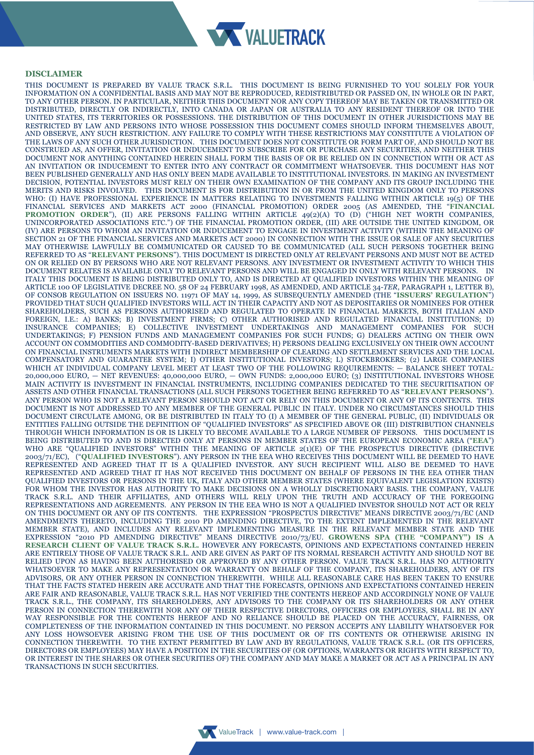## DISCLAIMER

THIS DOCUMENT IS PREPARED BY VALUE TRACK S.R.L. THIS DOCUMENT IS BEING FURNISHED TO YOU SOLELY FOR YOUR INFORMATION ON A CONFIDENTIAL BASIS AND MAY NOT BE REPRODUCED, REDISTRIBUTED OR PASSED ON, IN WHOLE OR IN PART, TO ANY OTHER PERSON. IN PARTICULAR, NEITHER THIS DOCUMENT NOR ANY COPY THEREOF MAY BE TAKEN OR TRANSMITTED OR DISTRIBUTED, DIRECTLY OR INDIRECTLY, INTO CANADA OR JAPAN OR AUSTRALIA TO ANY RESIDENT THEREOF OR INTO THE UNITED STATES, ITS TERRITORIES OR POSSESSIONS. THE DISTRIBUTION OF THIS DOCUMENT IN OTHER JURISDICTIONS MAY BE RESTRICTED BY LAW AND PERSONS INTO WHOSE POSSESSION THIS DOCUMENT COMES SHOULD INFORM THEMSELVES ABOUT, AND OBSERVE, ANY SUCH RESTRICTION. ANY FAILURE TO COMPLY WITH THESE RESTRICTIONS MAY CONSTITUTE A VIOLATION OF THE LAWS OF ANY SUCH OTHER JURISDICTION. THIS DOCUMENT DOES NOT CONSTITUTE OR FORM PART OF, AND SHOULD NOT BE CONSTRUED AS, AN OFFER, INVITATION OR INDUCEMENT TO SUBSCRIBE FOR OR PURCHASE ANY SECURITIES, AND NEITHER THIS DOCUMENT NOR ANYTHING CONTAINED HEREIN SHALL FORM THE BASIS OF OR BE RELIED ON IN CONNECTION WITH OR ACT AS AN INVITATION OR INDUCEMENT TO ENTER INTO ANY CONTRACT OR COMMITMENT WHATSOEVER. THIS DOCUMENT HAS NOT BEEN PUBLISHED GENERALLY AND HAS ONLY BEEN MADE AVAILABLE TO INSTITUTIONAL INVESTORS. IN MAKING AN INVESTMENT DECISION, POTENTIAL INVESTORS MUST RELY ON THEIR OWN EXAMINATION OF THE COMPANY AND ITS GROUP INCLUDING THE MERITS AND RISKS INVOLVED. THIS DOCUMENT IS FOR DISTRIBUTION IN OR FROM THE UNITED KINGDOM ONLY TO PERSONS WHO: (I) HAVE PROFESSIONAL EXPERIENCE IN MATTERS RELATING TO INVESTMENTS FALLING WITHIN ARTICLE 19(5) OF THE FINANCIAL SERVICES AND MARKETS ACT 2000 (FINANCIAL PROMOTION) ORDER 2005 (AS AMENDED, THE "**FINANCIAL PROMOTION ORDER**"), (II) ARE PERSONS FALLING WITHIN ARTICLE 49(2)(A) TO (D) ("HIGH NET WORTH COMPANIES, UNINCORPORATED ASSOCIATIONS ETC.") OF THE FINANCIAL PROMOTION ORDER, (III) ARE OUTSIDE THE UNITED KINGDOM, OR (IV) ARE PERSONS TO WHOM AN INVITATION OR INDUCEMENT TO ENGAGE IN INVESTMENT ACTIVITY (WITHIN THE MEANING OF SECTION 21 OF THE FINANCIAL SERVICES AND MARKETS ACT 2000) IN CONNECTION WITH THE ISSUE OR SALE OF ANY SECURITIES MAY OTHERWISE LAWFULLY BE COMMUNICATED OR CAUSED TO BE COMMUNICATED (ALL SUCH PERSONS TOGETHER BEING REFERRED TO AS "**RELEVANT PERSONS**"). THIS DOCUMENT IS DIRECTED ONLY AT RELEVANT PERSONS AND MUST NOT BE ACTED ON OR RELIED ON BY PERSONS WHO ARE NOT RELEVANT PERSONS. ANY INVESTMENT OR INVESTMENT ACTIVITY TO WHICH THIS DOCUMENT RELATES IS AVAILABLE ONLY TO RELEVANT PERSONS AND WILL BE ENGAGED IN ONLY WITH RELEVANT PERSONS. IN ITALY THIS DOCUMENT IS BEING DISTRIBUTED ONLY TO, AND IS DIRECTED AT QUALIFIED INVESTORS WITHIN THE MEANING OF ARTICLE 100 OF LEGISLATIVE DECREE NO. 58 OF 24 FEBRUARY 1998, AS AMENDED, AND ARTICLE 34-*TER*, PARAGRAPH 1, LETTER B), OF CONSOB REGULATION ON ISSUERS NO. 11971 OF MAY 14, 1999, AS SUBSEQUENTLY AMENDED (THE "**ISSUERS' REGULATION**") PROVIDED THAT SUCH QUALIFIED INVESTORS WILL ACT IN THEIR CAPACITY AND NOT AS DEPOSITARIES OR NOMINEES FOR OTHER SHAREHOLDERS, SUCH AS PERSONS AUTHORISED AND REGULATED TO OPERATE IN FINANCIAL MARKETS, BOTH ITALIAN AND FOREIGN, I.E.: A) BANKS; B) INVESTMENT FIRMS; C) OTHER AUTHORISED AND REGULATED FINANCIAL INSTITUTIONS; D) INSURANCE COMPANIES; E) COLLECTIVE INVESTMENT UNDERTAKINGS AND MANAGEMENT COMPANIES FOR SUCH UNDERTAKINGS; F) PENSION FUNDS AND MANAGEMENT COMPANIES FOR SUCH FUNDS; G) DEALERS ACTING ON THEIR OWN ACCOUNT ON COMMODITIES AND COMMODITY-BASED DERIVATIVES; H) PERSONS DEALING EXCLUSIVELY ON THEIR OWN ACCOUNT ON FINANCIAL INSTRUMENTS MARKETS WITH INDIRECT MEMBERSHIP OF CLEARING AND SETTLEMENT SERVICES AND THE LOCAL COMPENSATORY AND GUARANTEE SYSTEM; I) OTHER INSTITUTIONAL INVESTORS; L) STOCKBROKERS; (2) LARGE COMPANIES WHICH AT INDIVIDUAL COMPANY LEVEL MEET AT LEAST TWO OF THE FOLLOWING REQUIREMENTS: — BALANCE SHEET TOTAL: 20,000,000 EURO, — NET REVENUES: 40,000,000 EURO, — OWN FUNDS: 2,000,000 EURO; (3) INSTITUTIONAL INVESTORS WHOSE MAIN ACTIVITY IS INVESTMENT IN FINANCIAL INSTRUMENTS, INCLUDING COMPANIES DEDICATED TO THE SECURITISATION OF ASSETS AND OTHER FINANCIAL TRANSACTIONS (ALL SUCH PERSONS TOGETHER BEING REFERRED TO AS "**RELEVANT PERSONS**"). ANY PERSON WHO IS NOT A RELEVANT PERSON SHOULD NOT ACT OR RELY ON THIS DOCUMENT OR ANY OF ITS CONTENTS. THIS DOCUMENT IS NOT ADDRESSED TO ANY MEMBER OF THE GENERAL PUBLIC IN ITALY. UNDER NO CIRCUMSTANCES SHOULD THIS DOCUMENT CIRCULATE AMONG, OR BE DISTRIBUTED IN ITALY TO (I) A MEMBER OF THE GENERAL PUBLIC, (II) INDIVIDUALS OR ENTITIES FALLING OUTSIDE THE DEFINITION OF "QUALIFIED INVESTORS" AS SPECIFIED ABOVE OR (III) DISTRIBUTION CHANNELS THROUGH WHICH INFORMATION IS OR IS LIKELY TO BECOME AVAILABLE TO A LARGE NUMBER OF PERSONS. THIS DOCUMENT IS BEING DISTRIBUTED TO AND IS DIRECTED ONLY AT PERSONS IN MEMBER STATES OF THE EUROPEAN ECONOMIC AREA ("**EEA**") WHO ARE "QUALIFIED INVESTORS" WITHIN THE MEANING OF ARTICLE 2(1)(E) OF THE PROSPECTUS DIRECTIVE (DIRECTIVE 2003/71/EC), ("**QUALIFIED INVESTORS**"). ANY PERSON IN THE EEA WHO RECEIVES THIS DOCUMENT WILL BE DEEMED TO HAVE REPRESENTED AND AGREED THAT IT IS A QUALIFIED INVESTOR. ANY SUCH RECIPIENT WILL ALSO BE DEEMED TO HAVE REPRESENTED AND AGREED THAT IT HAS NOT RECEIVED THIS DOCUMENT ON BEHALF OF PERSONS IN THE EEA OTHER THAN QUALIFIED INVESTORS OR PERSONS IN THE UK, ITALY AND OTHER MEMBER STATES (WHERE EQUIVALENT LEGISLATION EXISTS) FOR WHOM THE INVESTOR HAS AUTHORITY TO MAKE DECISIONS ON A WHOLLY DISCRETIONARY BASIS. THE COMPANY, VALUE TRACK S.R.L. AND THEIR AFFILIATES, AND OTHERS WILL RELY UPON THE TRUTH AND ACCURACY OF THE FOREGOING REPRESENTATIONS AND AGREEMENTS. ANY PERSON IN THE EEA WHO IS NOT A QUALIFIED INVESTOR SHOULD NOT ACT OR RELY ON THIS DOCUMENT OR ANY OF ITS CONTENTS. THE EXPRESSION "PROSPECTUS DIRECTIVE" MEANS DIRECTIVE 2003/71/EC (AND AMENDMENTS THERETO, INCLUDING THE 2010 PD AMENDING DIRECTIVE, TO THE EXTENT IMPLEMENTED IN THE RELEVANT MEMBER STATE), AND INCLUDES ANY RELEVANT IMPLEMENTING MEASURE IN THE RELEVANT MEMBER STATE AND THE EXPRESSION "2010 PD AMENDING DIRECTIVE" MEANS DIRECTIVE 2010/73/EU. **GROWENS SPA (THE "COMPANY") IS A RESEARCH CLIENT OF VALUE TRACK S.R.L.** HOWEVER ANY FORECASTS, OPINIONS AND EXPECTATIONS CONTAINED HEREIN ARE ENTIRELY THOSE OF VALUE TRACK S.R.L. AND ARE GIVEN AS PART OF ITS NORMAL RESEARCH ACTIVITY AND SHOULD NOT BE RELIED UPON AS HAVING BEEN AUTHORISED OR APPROVED BY ANY OTHER PERSON. VALUE TRACK S.R.L. HAS NO AUTHORITY WHATSOEVER TO MAKE ANY REPRESENTATION OR WARRANTY ON BEHALF OF THE COMPANY, ITS SHAREHOLDERS, ANY OF ITS ADVISORS, OR ANY OTHER PERSON IN CONNECTION THEREWITH. WHILE ALL REASONABLE CARE HAS BEEN TAKEN TO ENSURE THAT THE FACTS STATED HEREIN ARE ACCURATE AND THAT THE FORECASTS, OPINIONS AND EXPECTATIONS CONTAINED HEREIN ARE FAIR AND REASONABLE, VALUE TRACK S.R.L. HAS NOT VERIFIED THE CONTENTS HEREOF AND ACCORDINGLY NONE OF VALUE TRACK S.R.L., THE COMPANY, ITS SHAREHOLDERS, ANY ADVISORS TO THE COMPANY OR ITS SHAREHOLDERS OR ANY OTHER PERSON IN CONNECTION THEREWITH NOR ANY OF THEIR RESPECTIVE DIRECTORS, OFFICERS OR EMPLOYEES, SHALL BE IN ANY WAY RESPONSIBLE FOR THE CONTENTS HEREOF AND NO RELIANCE SHOULD BE PLACED ON THE ACCURACY, FAIRNESS, OR COMPLETENESS OF THE INFORMATION CONTAINED IN THIS DOCUMENT. NO PERSON ACCEPTS ANY LIABILITY WHATSOEVER FOR ANY LOSS HOWSOEVER ARISING FROM THE USE OF THIS DOCUMENT OR OF ITS CONTENTS OR OTHERWISE ARISING IN CONNECTION THEREWITH. TO THE EXTENT PERMITTED BY LAW AND BY REGULATIONS, VALUE TRACK S.R.L. (OR ITS OFFICERS, DIRECTORS OR EMPLOYEES) MAY HAVE A POSITION IN THE SECURITIES OF (OR OPTIONS, WARRANTS OR RIGHTS WITH RESPECT TO, OR INTEREST IN THE SHARES OR OTHER SECURITIES OF) THE COMPANY AND MAY MAKE A MARKET OR ACT AS A PRINCIPAL IN ANY TRANSACTIONS IN SUCH SECURITIES.